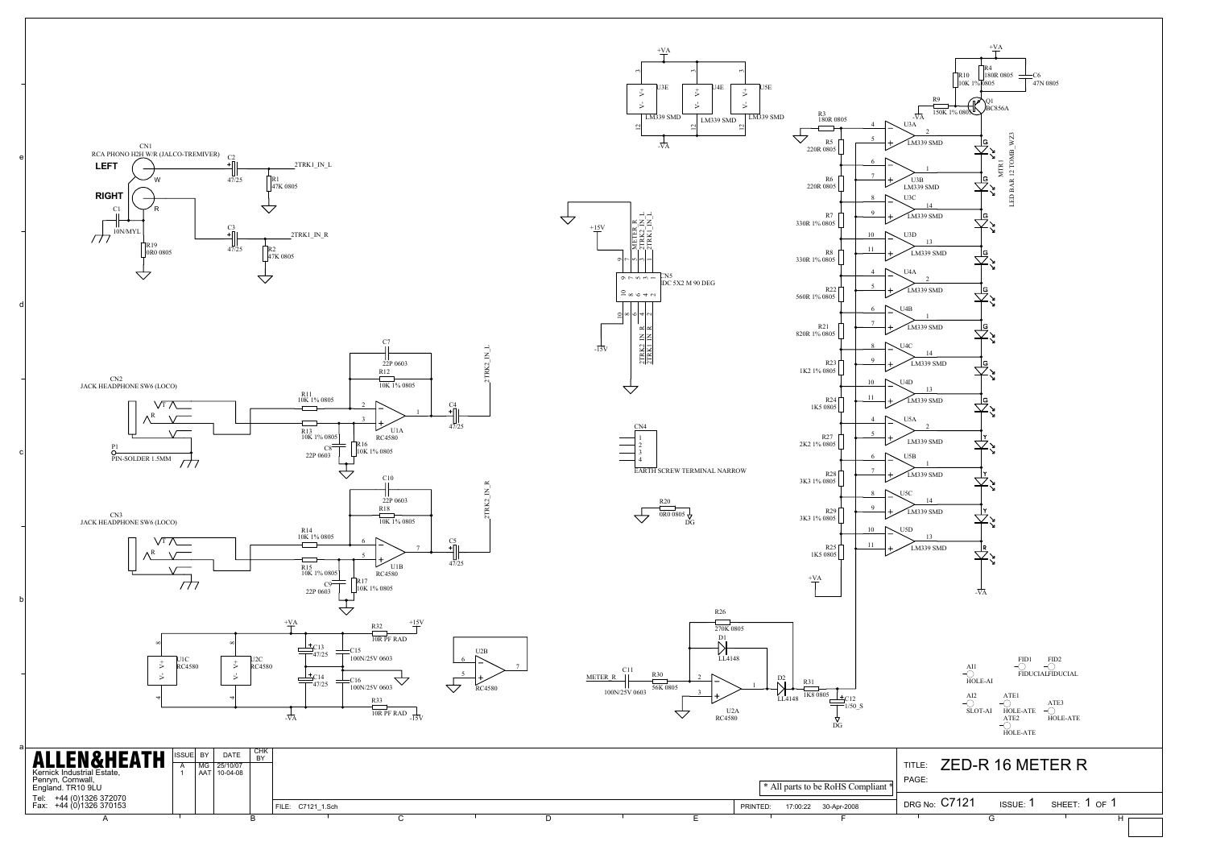CN1
RCA PHONO H2H W/R (JALCO-TREMIVER)

**LEFT**

**RIGHT**

C2 47/25 — 2TRK1_IN_L
R1 47K 0805
C3 47/25 — 2TRK1_IN_R
R2 47K 0805
C1 10N/MYL
R19 0R0 0805

CN2
JACK HEADPHONE SW6 (LOCO)

R11 10K 1% 0805
R13 10K 1% 0805
C8 22P 0603
R16 10K 1% 0805
C7 22P 0603
R12 10K 1% 0805
U1A RC4580
C4 47/25 — 2TRK2_IN_L

P1
PIN-SOLDER 1.5MM

CN3
JACK HEADPHONE SW6 (LOCO)

R14 10K 1% 0805
R15 10K 1% 0805
C9 22P 0603
R17 10K 1% 0805
C10 22P 0603
R18 10K 1% 0805
U1B RC4580
C5 47/25 — 2TRK2_IN_R

U1C RC4580
U2C RC4580
+VA
C13 47/25
C14 47/25
C15 100N/25V 0603
C16 100N/25V 0603
R32 10R PF RAD +15V
R33 10R PF RAD -15V
-VA

U2B RC4580

U3E U4E U5E LM339 SMD
+VA -VA

CN5
IDC 5X2 M 90 DEG
+15V -15V
METER_R
2TRK2_IN_L
2TRK1_IN_L
2TRK2_IN_R
2TRK1_IN_R

CN4
EARTH SCREW TERMINAL NARROW

R20 0R0 0805 DG

METER_R
C11 100N/25V 0603
R30 56K 0805
R26 270K 0805
D1 LL4148
U2A RC4580
D2 LL4148
R31 1K8 0805
C12 1/50_S
DG

R3 180R 0805
R5 220R 0805
R6 220R 0805
R7 330R 1% 0805
R8 330R 1% 0805
R22 560R 1% 0805
R21 820R 1% 0805
R23 1K2 1% 0805
R24 1K5 0805
R27 2K2 1% 0805
R28 3K3 1% 0805
R29 3K3 1% 0805
R25 1K5 0805
+VA

U3A U3B U3C U3D U4A U4B U4C U4D U5A U5B U5C U5D LM339 SMD

R4 180R 0805
R10 10K 1% 0805
C6 47N 0805
R9 150K 1% 0805
Q1 BC856A
+VA -VA

MTR1
LED BAR 12 TOMB_WZ3
G G G G G G G G Y Y Y R

AI1 HOLE-AI
AI2 SLOT-AI
FID1 FID2 FIDUCIAL FIDUCIAL
ATE1 HOLE-ATE
ATE2 HOLE-ATE
ATE3 HOLE-ATE

**ALLEN&HEATH**
Kernick Industrial Estate,
Penryn, Cornwall,
England. TR10 9LU
Tel: +44 (0)1326 372070
Fax: +44 (0)1326 370153

| ISSUE | BY | DATE | CHK BY |
|---|---|---|---|
| A | MG | 25/10/07 | |
| 1 | AAT | 10-04-08 | |

* All parts to be RoHS Compliant *

FILE: C7121_1.Sch

PRINTED: 17:00:22 30-Apr-2008

TITLE: ZED-R 16 METER R

PAGE:

DRG No: C7121 ISSUE: 1 SHEET: 1 OF 1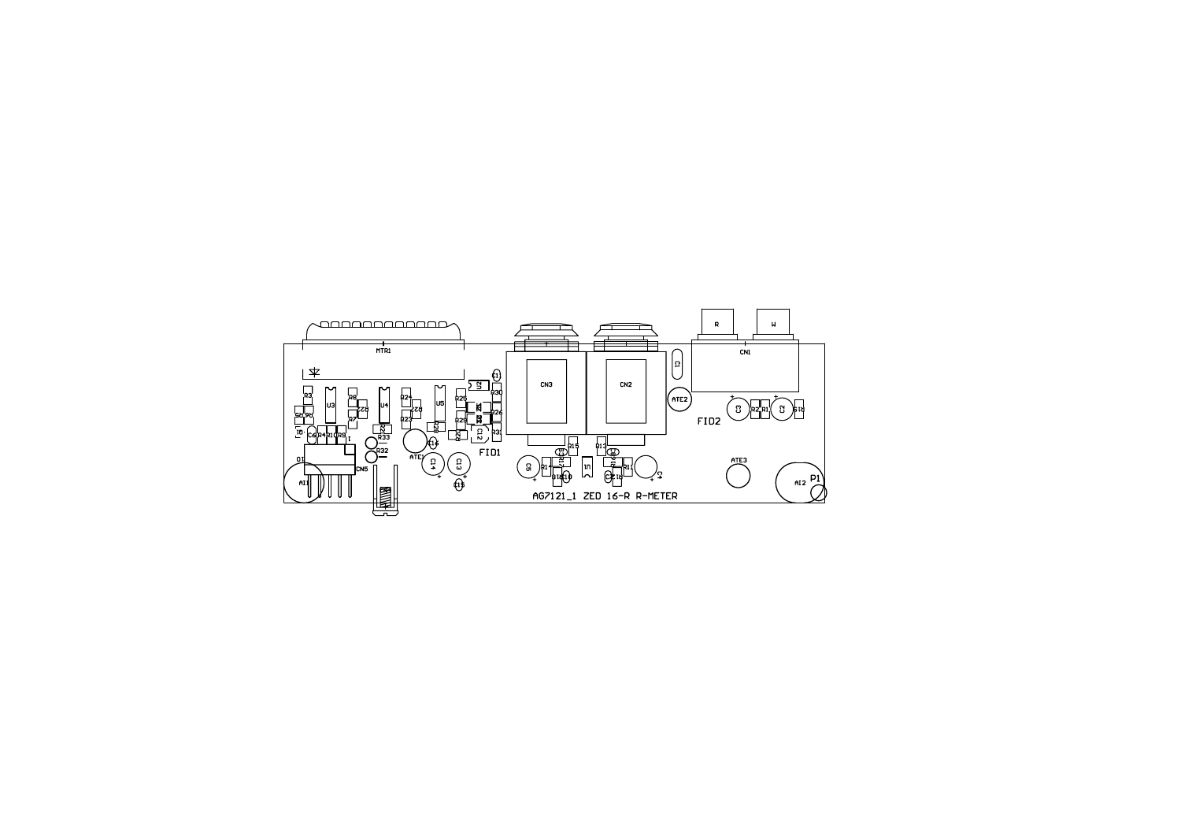MTR1

CN3

CN2

R

W

CN1

C1

ATE2

C3 R2 R1 C2 C18

FID2

R3

U3

R8

U4

R24

U5

R25

R30

R26

R31

C12

FID1

R7

R23

R29

R33

R32

ATE1

C14

C13

R15

R13

C5

C4

ATE3

AI1

AI2

P1

D1

CN5

AG7121_1 ZED 16-R R-METER